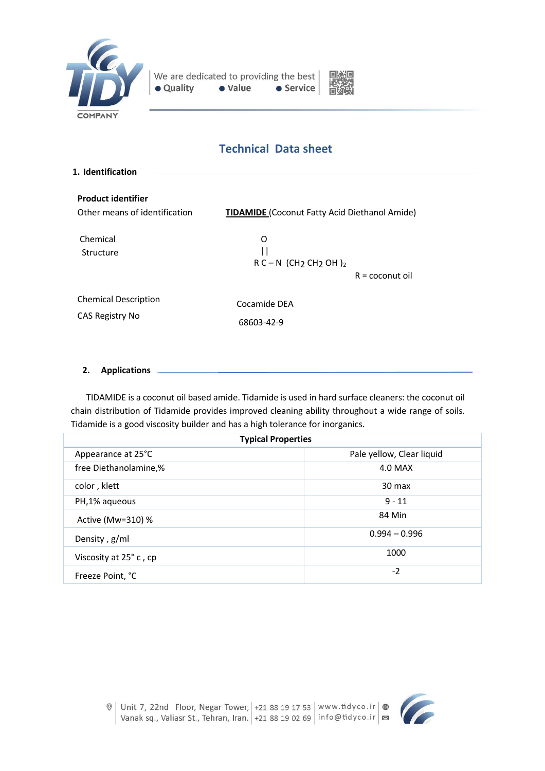## Technical Data sheet

### 1. Identification

**Product identifier**

Other means of identification — **TIDAMIDE** (Coconut Fatty Acid Diethanol Amide)

Chemical Structure

```
        O
        ||
   R C – N  (CH2 CH2 OH )2
```

R = coconut oil

Chemical Description — Cocamide DEA

CAS Registry No — 68603-42-9

### 2. Applications

TIDAMIDE is a coconut oil based amide. Tidamide is used in hard surface cleaners: the coconut oil chain distribution of Tidamide provides improved cleaning ability throughout a wide range of soils. Tidamide is a good viscosity builder and has a high tolerance for inorganics.

| Typical Properties | |
|---|---|
| Appearance at 25°C | Pale yellow, Clear liquid |
| free Diethanolamine,% | 4.0 MAX |
| color , klett | 30 max |
| PH,1% aqueous | 9 - 11 |
| Active (Mw=310) % | 84 Min |
| Density , g/ml | 0.994 – 0.996 |
| Viscosity at 25° c , cp | 1000 |
| Freeze Point, °C | -2 |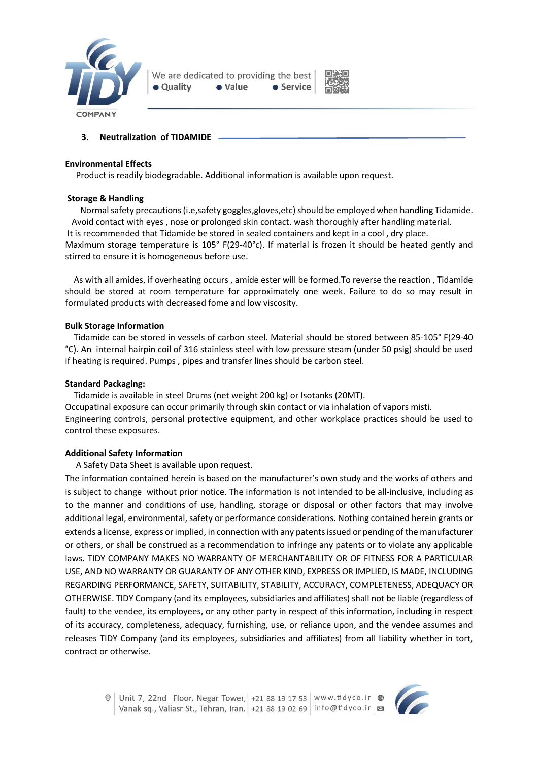## 3. Neutralization of TIDAMIDE

**Environmental Effects**

Product is readily biodegradable. Additional information is available upon request.

**Storage & Handling**

Normal safety precautions (i.e,safety goggles,gloves,etc) should be employed when handling Tidamide. Avoid contact with eyes , nose or prolonged skin contact. wash thoroughly after handling material. It is recommended that Tidamide be stored in sealed containers and kept in a cool , dry place. Maximum storage temperature is 105° F(29-40°c). If material is frozen it should be heated gently and stirred to ensure it is homogeneous before use.

As with all amides, if overheating occurs , amide ester will be formed.To reverse the reaction , Tidamide should be stored at room temperature for approximately one week. Failure to do so may result in formulated products with decreased fome and low viscosity.

**Bulk Storage Information**

Tidamide can be stored in vessels of carbon steel. Material should be stored between 85-105° F(29-40 °C). An internal hairpin coil of 316 stainless steel with low pressure steam (under 50 psig) should be used if heating is required. Pumps , pipes and transfer lines should be carbon steel.

**Standard Packaging:**

Tidamide is available in steel Drums (net weight 200 kg) or Isotanks (20MT).
Occupatinal exposure can occur primarily through skin contact or via inhalation of vapors misti.
Engineering controls, personal protective equipment, and other workplace practices should be used to control these exposures.

**Additional Safety Information**

A Safety Data Sheet is available upon request.

The information contained herein is based on the manufacturer's own study and the works of others and is subject to change without prior notice. The information is not intended to be all-inclusive, including as to the manner and conditions of use, handling, storage or disposal or other factors that may involve additional legal, environmental, safety or performance considerations. Nothing contained herein grants or extends a license, express or implied, in connection with any patents issued or pending of the manufacturer or others, or shall be construed as a recommendation to infringe any patents or to violate any applicable laws. TIDY COMPANY MAKES NO WARRANTY OF MERCHANTABILITY OR OF FITNESS FOR A PARTICULAR USE, AND NO WARRANTY OR GUARANTY OF ANY OTHER KIND, EXPRESS OR IMPLIED, IS MADE, INCLUDING REGARDING PERFORMANCE, SAFETY, SUITABILITY, STABILITY, ACCURACY, COMPLETENESS, ADEQUACY OR OTHERWISE. TIDY Company (and its employees, subsidiaries and affiliates) shall not be liable (regardless of fault) to the vendee, its employees, or any other party in respect of this information, including in respect of its accuracy, completeness, adequacy, furnishing, use, or reliance upon, and the vendee assumes and releases TIDY Company (and its employees, subsidiaries and affiliates) from all liability whether in tort, contract or otherwise.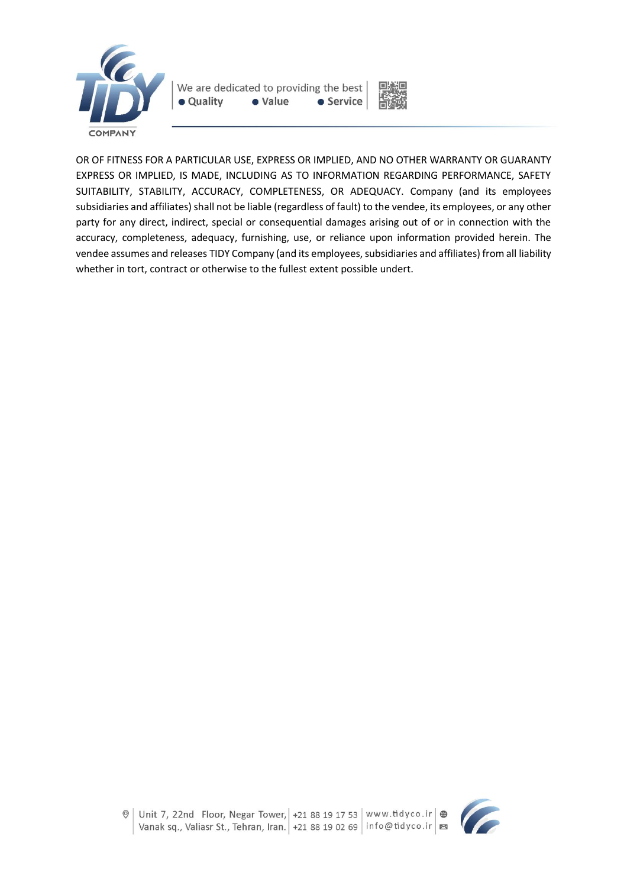OR OF FITNESS FOR A PARTICULAR USE, EXPRESS OR IMPLIED, AND NO OTHER WARRANTY OR GUARANTY EXPRESS OR IMPLIED, IS MADE, INCLUDING AS TO INFORMATION REGARDING PERFORMANCE, SAFETY SUITABILITY, STABILITY, ACCURACY, COMPLETENESS, OR ADEQUACY. Company (and its employees subsidiaries and affiliates) shall not be liable (regardless of fault) to the vendee, its employees, or any other party for any direct, indirect, special or consequential damages arising out of or in connection with the accuracy, completeness, adequacy, furnishing, use, or reliance upon information provided herein. The vendee assumes and releases TIDY Company (and its employees, subsidiaries and affiliates) from all liability whether in tort, contract or otherwise to the fullest extent possible undert.